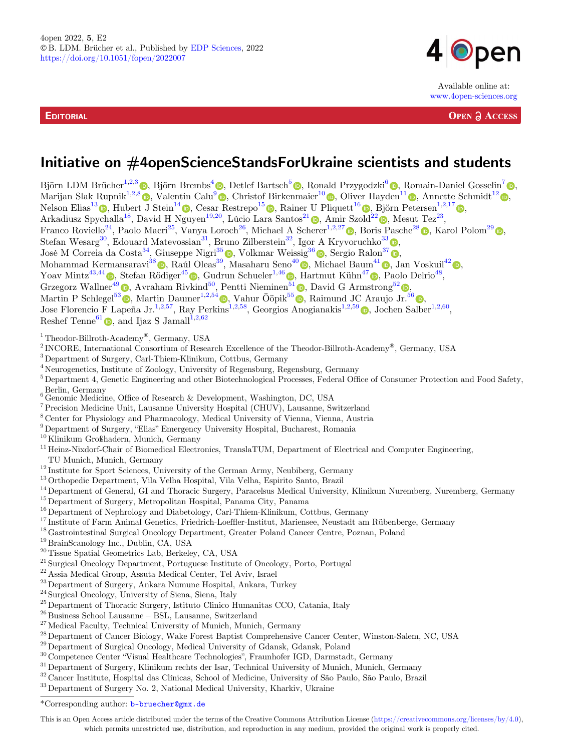EDITORIAL

OPEN ACCESS

# Initiative on #4openScienceStandsForUkraine scientists and students

Björn LDM Brücher[1,2,3], Björn Brembs[4], Detlef Bartsch[5], Ronald Przygodzki[6], Romain-Daniel Gosselin[7], Marijan Slak Rupnik[1,2,8], Valentin Calu[9], Christof Birkenmaier[10], Oliver Hayden[11], Annette Schmidt[12], Nelson Elias[13], Hubert J Stein[14], Cesar Restrepo[15], Rainer U Pliquett[16], Björn Petersen[1,2,17], Arkadiusz Spychalla[18], David H Nguyen[19,20], Lúcio Lara Santos[21], Amir Szold[22], Mesut Tez[23], Franco Roviello[24], Paolo Macri[25], Vanya Loroch[26], Michael A Scherer[1,2,27], Boris Pasche[28], Karol Polom[29], Stefan Wesarg[30], Edouard Matevossian[31], Bruno Zilberstein[32], Igor A Kryvoruchko[33], José M Correia da Costa[34], Giuseppe Nigri[35], Volkmar Weissig[36], Sergio Ralon[37], Mohammad Kermansaravi[38], Raúl Oleas[39], Masaharu Seno[40], Michael Baum[41], Jan Voskuil[42], Yoav Mintz[43,44], Stefan Rödiger[45], Gudrun Schueler[1,46], Hartmut Kühn[47], Paolo Delrio[48], Grzegorz Wallner[49], Avraham Rivkind[50], Pentti Nieminen[51], David G Armstrong[52], Martin P Schlegel[53], Martin Daumer[1,2,54], Vahur Ööpik[55], Raimund JC Araujo Jr.[56], Jose Florencio F Lapeña Jr.[1,2,57], Ray Perkins[1,2,58], Georgios Anogianakis[1,2,59], Jochen Salber[1,2,60], Reshef Tenne[61], and Ijaz S Jamall[1,2,62]

[1] Theodor-Billroth-Academy®, Germany, USA
[2] INCORE, International Consortium of Research Excellence of the Theodor-Billroth-Academy®, Germany, USA
[3] Department of Surgery, Carl-Thiem-Klinikum, Cottbus, Germany
[4] Neurogenetics, Institute of Zoology, University of Regensburg, Regensburg, Germany
[5] Department 4, Genetic Engineering and other Biotechnological Processes, Federal Office of Consumer Protection and Food Safety, Berlin, Germany
[6] Genomic Medicine, Office of Research & Development, Washington, DC, USA
[7] Precision Medicine Unit, Lausanne University Hospital (CHUV), Lausanne, Switzerland
[8] Center for Physiology and Pharmacology, Medical University of Vienna, Vienna, Austria
[9] Department of Surgery, "Elias" Emergency University Hospital, Bucharest, Romania
[10] Klinikum Großhadern, Munich, Germany
[11] Heinz-Nixdorf-Chair of Biomedical Electronics, TranslaTUM, Department of Electrical and Computer Engineering, TU Munich, Munich, Germany
[12] Institute for Sport Sciences, University of the German Army, Neubiberg, Germany
[13] Orthopedic Department, Vila Velha Hospital, Vila Velha, Espirito Santo, Brazil
[14] Department of General, GI and Thoracic Surgery, Paracelsus Medical University, Klinikum Nuremberg, Nuremberg, Germany
[15] Department of Surgery, Metropolitan Hospital, Panama City, Panama
[16] Department of Nephrology and Diabetology, Carl-Thiem-Klinikum, Cottbus, Germany
[17] Institute of Farm Animal Genetics, Friedrich-Loeffler-Institut, Mariensee, Neustadt am Rübenberge, Germany
[18] Gastrointestinal Surgical Oncology Department, Greater Poland Cancer Centre, Poznan, Poland
[19] BrainScanology Inc., Dublin, CA, USA
[20] Tissue Spatial Geometrics Lab, Berkeley, CA, USA
[21] Surgical Oncology Department, Portuguese Institute of Oncology, Porto, Portugal
[22] Assia Medical Group, Assuta Medical Center, Tel Aviv, Israel
[23] Department of Surgery, Ankara Numune Hospital, Ankara, Turkey
[24] Surgical Oncology, University of Siena, Siena, Italy
[25] Department of Thoracic Surgery, Istituto Clinico Humanitas CCO, Catania, Italy
[26] Business School Lausanne – BSL, Lausanne, Switzerland
[27] Medical Faculty, Technical University of Munich, Munich, Germany
[28] Department of Cancer Biology, Wake Forest Baptist Comprehensive Cancer Center, Winston-Salem, NC, USA
[29] Department of Surgical Oncology, Medical University of Gdansk, Gdansk, Poland
[30] Competence Center "Visual Healthcare Technologies", Fraunhofer IGD, Darmstadt, Germany
[31] Department of Surgery, Klinikum rechts der Isar, Technical University of Munich, Munich, Germany
[32] Cancer Institute, Hospital das Clínicas, School of Medicine, University of São Paulo, São Paulo, Brazil
[33] Department of Surgery No. 2, National Medical University, Kharkiv, Ukraine

*Corresponding author: b-bruecher@gmx.de

This is an Open Access article distributed under the terms of the Creative Commons Attribution License (https://creativecommons.org/licenses/by/4.0), which permits unrestricted use, distribution, and reproduction in any medium, provided the original work is properly cited.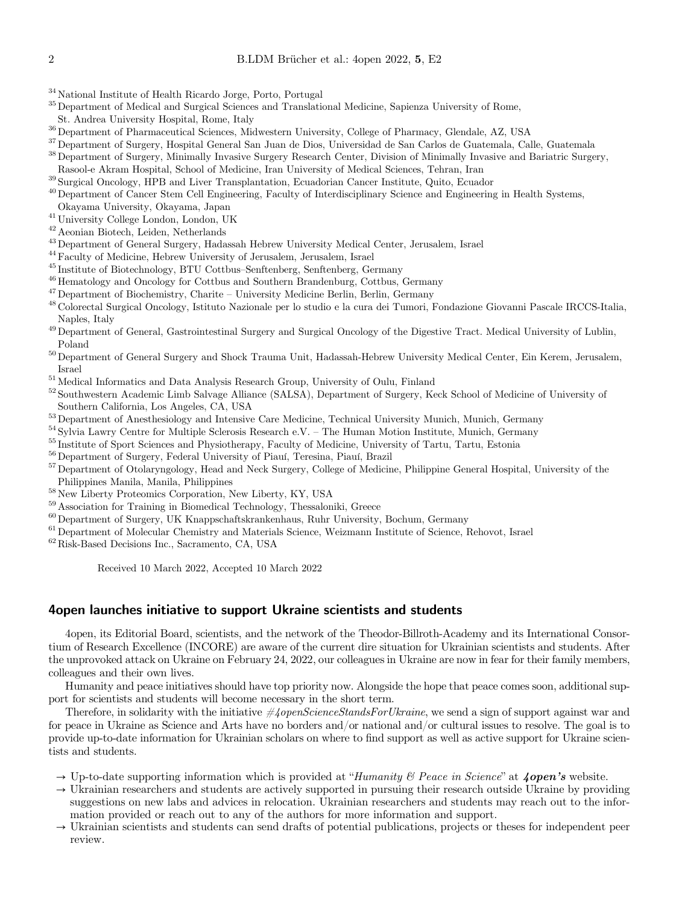[34] National Institute of Health Ricardo Jorge, Porto, Portugal
[35] Department of Medical and Surgical Sciences and Translational Medicine, Sapienza University of Rome, St. Andrea University Hospital, Rome, Italy
[36] Department of Pharmaceutical Sciences, Midwestern University, College of Pharmacy, Glendale, AZ, USA
[37] Department of Surgery, Hospital General San Juan de Dios, Universidad de San Carlos de Guatemala, Calle, Guatemala
[38] Department of Surgery, Minimally Invasive Surgery Research Center, Division of Minimally Invasive and Bariatric Surgery, Rasool-e Akram Hospital, School of Medicine, Iran University of Medical Sciences, Tehran, Iran
[39] Surgical Oncology, HPB and Liver Transplantation, Ecuadorian Cancer Institute, Quito, Ecuador
[40] Department of Cancer Stem Cell Engineering, Faculty of Interdisciplinary Science and Engineering in Health Systems, Okayama University, Okayama, Japan
[41] University College London, London, UK
[42] Aeonian Biotech, Leiden, Netherlands
[43] Department of General Surgery, Hadassah Hebrew University Medical Center, Jerusalem, Israel
[44] Faculty of Medicine, Hebrew University of Jerusalem, Jerusalem, Israel
[45] Institute of Biotechnology, BTU Cottbus–Senftenberg, Senftenberg, Germany
[46] Hematology and Oncology for Cottbus and Southern Brandenburg, Cottbus, Germany
[47] Department of Biochemistry, Charite – University Medicine Berlin, Berlin, Germany
[48] Colorectal Surgical Oncology, Istituto Nazionale per lo studio e la cura dei Tumori, Fondazione Giovanni Pascale IRCCS-Italia, Naples, Italy
[49] Department of General, Gastrointestinal Surgery and Surgical Oncology of the Digestive Tract. Medical University of Lublin, Poland
[50] Department of General Surgery and Shock Trauma Unit, Hadassah-Hebrew University Medical Center, Ein Kerem, Jerusalem, Israel
[51] Medical Informatics and Data Analysis Research Group, University of Oulu, Finland
[52] Southwestern Academic Limb Salvage Alliance (SALSA), Department of Surgery, Keck School of Medicine of University of Southern California, Los Angeles, CA, USA
[53] Department of Anesthesiology and Intensive Care Medicine, Technical University Munich, Munich, Germany
[54] Sylvia Lawry Centre for Multiple Sclerosis Research e.V. – The Human Motion Institute, Munich, Germany
[55] Institute of Sport Sciences and Physiotherapy, Faculty of Medicine, University of Tartu, Tartu, Estonia
[56] Department of Surgery, Federal University of Piauí, Teresina, Piauí, Brazil
[57] Department of Otolaryngology, Head and Neck Surgery, College of Medicine, Philippine General Hospital, University of the Philippines Manila, Manila, Philippines
[58] New Liberty Proteomics Corporation, New Liberty, KY, USA
[59] Association for Training in Biomedical Technology, Thessaloniki, Greece
[60] Department of Surgery, UK Knappschaftskrankenhaus, Ruhr University, Bochum, Germany
[61] Department of Molecular Chemistry and Materials Science, Weizmann Institute of Science, Rehovot, Israel
[62] Risk-Based Decisions Inc., Sacramento, CA, USA

Received 10 March 2022, Accepted 10 March 2022

## 4open launches initiative to support Ukraine scientists and students

4open, its Editorial Board, scientists, and the network of the Theodor-Billroth-Academy and its International Consortium of Research Excellence (INCORE) are aware of the current dire situation for Ukrainian scientists and students. After the unprovoked attack on Ukraine on February 24, 2022, our colleagues in Ukraine are now in fear for their family members, colleagues and their own lives.

Humanity and peace initiatives should have top priority now. Alongside the hope that peace comes soon, additional support for scientists and students will become necessary in the short term.

Therefore, in solidarity with the initiative *#4openScienceStandsForUkraine*, we send a sign of support against war and for peace in Ukraine as Science and Arts have no borders and/or national and/or cultural issues to resolve. The goal is to provide up-to-date information for Ukrainian scholars on where to find support as well as active support for Ukraine scientists and students.

- → Up-to-date supporting information which is provided at "*Humanity & Peace in Science*" at ***4open's*** website.
- → Ukrainian researchers and students are actively supported in pursuing their research outside Ukraine by providing suggestions on new labs and advices in relocation. Ukrainian researchers and students may reach out to the information provided or reach out to any of the authors for more information and support.
- → Ukrainian scientists and students can send drafts of potential publications, projects or theses for independent peer review.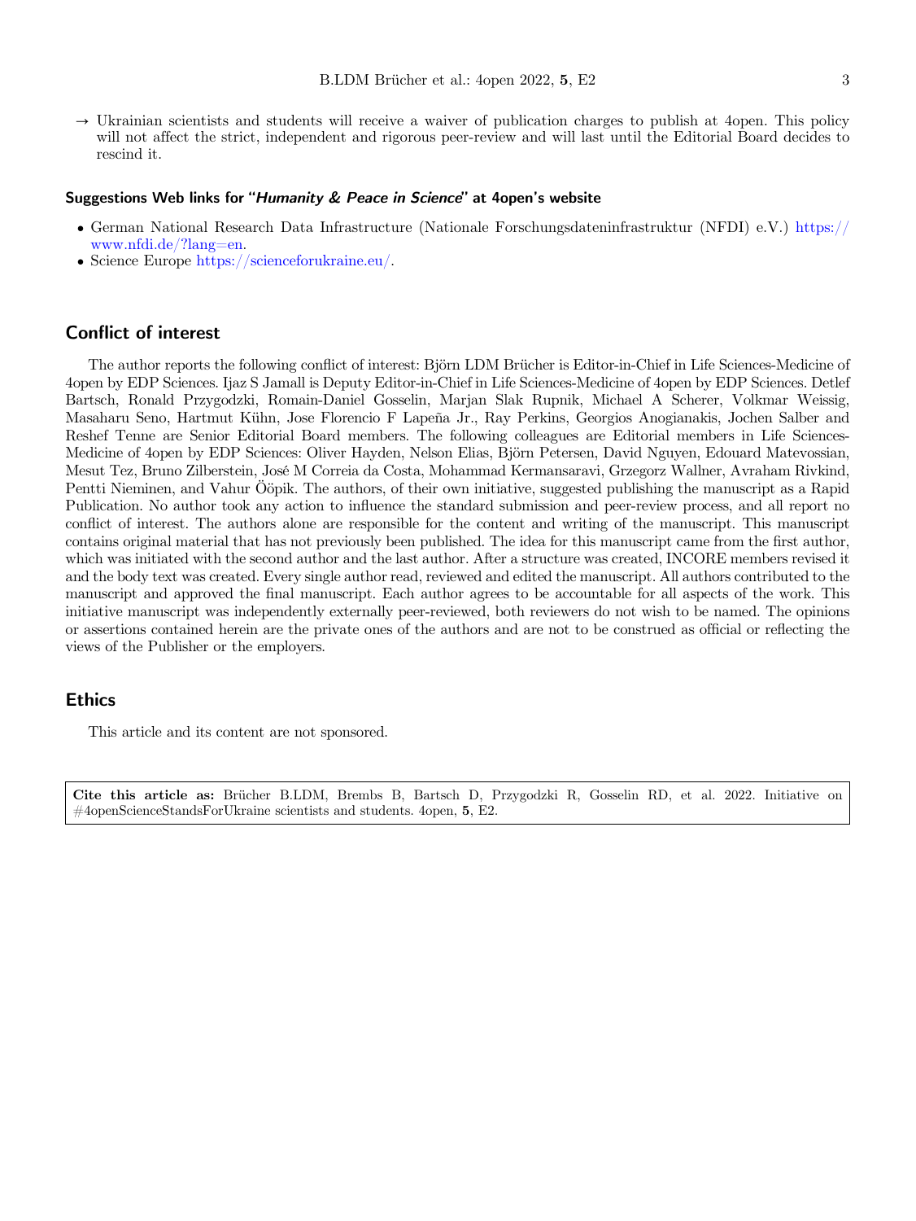→ Ukrainian scientists and students will receive a waiver of publication charges to publish at 4open. This policy will not affect the strict, independent and rigorous peer-review and will last until the Editorial Board decides to rescind it.

### Suggestions Web links for "*Humanity & Peace in Science*" at 4open's website

- German National Research Data Infrastructure (Nationale Forschungsdateninfrastruktur (NFDI) e.V.) https://www.nfdi.de/?lang=en.
- Science Europe https://scienceforukraine.eu/.

## Conflict of interest

The author reports the following conflict of interest: Björn LDM Brücher is Editor-in-Chief in Life Sciences-Medicine of 4open by EDP Sciences. Ijaz S Jamall is Deputy Editor-in-Chief in Life Sciences-Medicine of 4open by EDP Sciences. Detlef Bartsch, Ronald Przygodzki, Romain-Daniel Gosselin, Marjan Slak Rupnik, Michael A Scherer, Volkmar Weissig, Masaharu Seno, Hartmut Kühn, Jose Florencio F Lapeña Jr., Ray Perkins, Georgios Anogianakis, Jochen Salber and Reshef Tenne are Senior Editorial Board members. The following colleagues are Editorial members in Life Sciences-Medicine of 4open by EDP Sciences: Oliver Hayden, Nelson Elias, Björn Petersen, David Nguyen, Edouard Matevossian, Mesut Tez, Bruno Zilberstein, José M Correia da Costa, Mohammad Kermansaravi, Grzegorz Wallner, Avraham Rivkind, Pentti Nieminen, and Vahur Ööpik. The authors, of their own initiative, suggested publishing the manuscript as a Rapid Publication. No author took any action to influence the standard submission and peer-review process, and all report no conflict of interest. The authors alone are responsible for the content and writing of the manuscript. This manuscript contains original material that has not previously been published. The idea for this manuscript came from the first author, which was initiated with the second author and the last author. After a structure was created, INCORE members revised it and the body text was created. Every single author read, reviewed and edited the manuscript. All authors contributed to the manuscript and approved the final manuscript. Each author agrees to be accountable for all aspects of the work. This initiative manuscript was independently externally peer-reviewed, both reviewers do not wish to be named. The opinions or assertions contained herein are the private ones of the authors and are not to be construed as official or reflecting the views of the Publisher or the employers.

## Ethics

This article and its content are not sponsored.

**Cite this article as:** Brücher B.LDM, Brembs B, Bartsch D, Przygodzki R, Gosselin RD, et al. 2022. Initiative on #4openScienceStandsForUkraine scientists and students. 4open, **5**, E2.